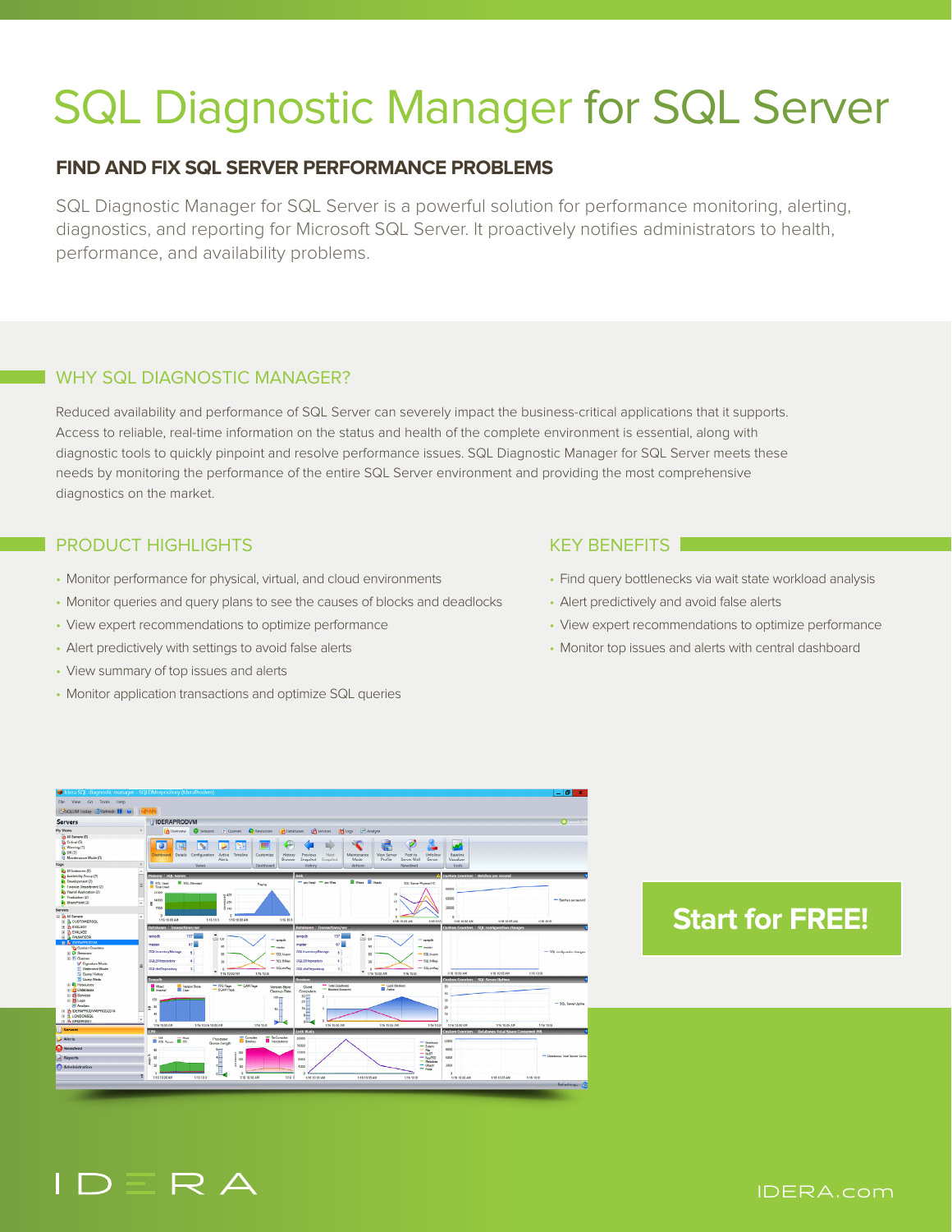# SQL Diagnostic Manager for SQL Server

## FIND AND FIX SQL SERVER PERFORMANCE PROBLEMS

SQL Diagnostic Manager for SQL Server is a powerful solution for performance monitoring, alerting, diagnostics, and reporting for Microsoft SQL Server. It proactively notifies administrators to health, performance, and availability problems.

## WHY SQL DIAGNOSTIC MANAGER?

Reduced availability and performance of SQL Server can severely impact the business-critical applications that it supports. Access to reliable, real-time information on the status and health of the complete environment is essential, along with diagnostic tools to quickly pinpoint and resolve performance issues. SQL Diagnostic Manager for SQL Server meets these needs by monitoring the performance of the entire SQL Server environment and providing the most comprehensive diagnostics on the market.

## PRODUCT HIGHLIGHTS

- Monitor performance for physical, virtual, and cloud environments
- Monitor queries and query plans to see the causes of blocks and deadlocks
- View expert recommendations to optimize performance
- Alert predictively with settings to avoid false alerts
- View summary of top issues and alerts
- Monitor application transactions and optimize SQL queries

## KEY BENEFITS

- Find query bottlenecks via wait state workload analysis
- Alert predictively and avoid false alerts
- View expert recommendations to optimize performance
- Monitor top issues and alerts with central dashboard

Start for FREE!

IDERA

IDERA.com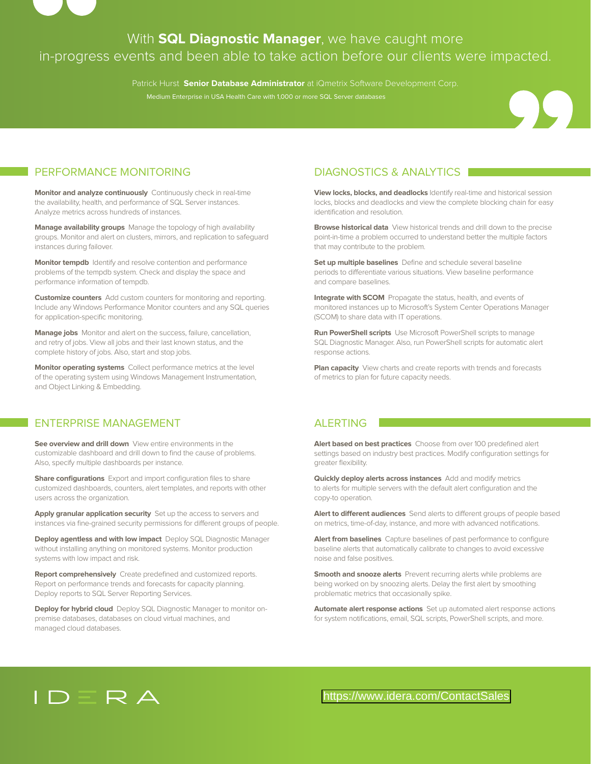> With **SQL Diagnostic Manager**, we have caught more in-progress events and been able to take action before our clients were impacted.
>
> Patrick Hurst **Senior Database Administrator** at iQmetrix Software Development Corp.
>
> Medium Enterprise in USA Health Care with 1,000 or more SQL Server databases

## PERFORMANCE MONITORING

**Monitor and analyze continuously** Continuously check in real-time the availability, health, and performance of SQL Server instances. Analyze metrics across hundreds of instances.

**Manage availability groups** Manage the topology of high availability groups. Monitor and alert on clusters, mirrors, and replication to safeguard instances during failover.

**Monitor tempdb** Identify and resolve contention and performance problems of the tempdb system. Check and display the space and performance information of tempdb.

**Customize counters** Add custom counters for monitoring and reporting. Include any Windows Performance Monitor counters and any SQL queries for application-specific monitoring.

**Manage jobs** Monitor and alert on the success, failure, cancellation, and retry of jobs. View all jobs and their last known status, and the complete history of jobs. Also, start and stop jobs.

**Monitor operating systems** Collect performance metrics at the level of the operating system using Windows Management Instrumentation, and Object Linking & Embedding.

## DIAGNOSTICS & ANALYTICS

**View locks, blocks, and deadlocks** Identify real-time and historical session locks, blocks and deadlocks and view the complete blocking chain for easy identification and resolution.

**Browse historical data** View historical trends and drill down to the precise point-in-time a problem occurred to understand better the multiple factors that may contribute to the problem.

**Set up multiple baselines** Define and schedule several baseline periods to differentiate various situations. View baseline performance and compare baselines.

**Integrate with SCOM** Propagate the status, health, and events of monitored instances up to Microsoft's System Center Operations Manager (SCOM) to share data with IT operations.

**Run PowerShell scripts** Use Microsoft PowerShell scripts to manage SQL Diagnostic Manager. Also, run PowerShell scripts for automatic alert response actions.

**Plan capacity** View charts and create reports with trends and forecasts of metrics to plan for future capacity needs.

## ENTERPRISE MANAGEMENT

**See overview and drill down** View entire environments in the customizable dashboard and drill down to find the cause of problems. Also, specify multiple dashboards per instance.

**Share configurations** Export and import configuration files to share customized dashboards, counters, alert templates, and reports with other users across the organization.

**Apply granular application security** Set up the access to servers and instances via fine-grained security permissions for different groups of people.

**Deploy agentless and with low impact** Deploy SQL Diagnostic Manager without installing anything on monitored systems. Monitor production systems with low impact and risk.

**Report comprehensively** Create predefined and customized reports. Report on performance trends and forecasts for capacity planning. Deploy reports to SQL Server Reporting Services.

**Deploy for hybrid cloud** Deploy SQL Diagnostic Manager to monitor on-premise databases, databases on cloud virtual machines, and managed cloud databases.

## ALERTING

**Alert based on best practices** Choose from over 100 predefined alert settings based on industry best practices. Modify configuration settings for greater flexibility.

**Quickly deploy alerts across instances** Add and modify metrics to alerts for multiple servers with the default alert configuration and the copy-to operation.

**Alert to different audiences** Send alerts to different groups of people based on metrics, time-of-day, instance, and more with advanced notifications.

**Alert from baselines** Capture baselines of past performance to configure baseline alerts that automatically calibrate to changes to avoid excessive noise and false positives.

**Smooth and snooze alerts** Prevent recurring alerts while problems are being worked on by snoozing alerts. Delay the first alert by smoothing problematic metrics that occasionally spike.

**Automate alert response actions** Set up automated alert response actions for system notifications, email, SQL scripts, PowerShell scripts, and more.

IDERA

https://www.idera.com/ContactSales